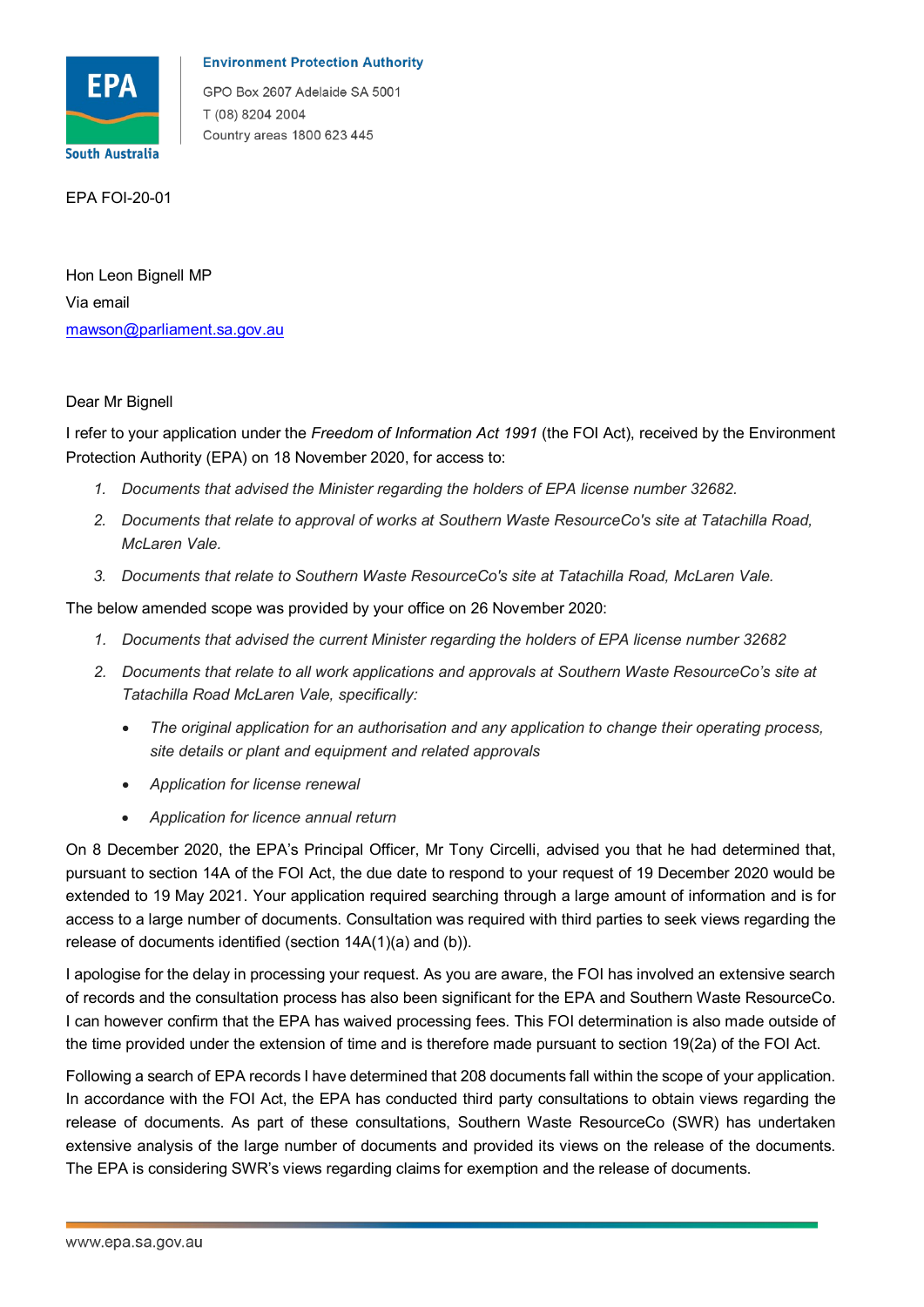**Environment Protection Authority**

GPO Box 2607 Adelaide SA 5001
T (08) 8204 2004
Country areas 1800 623 445

EPA FOI-20-01

Hon Leon Bignell MP
Via email
mawson@parliament.sa.gov.au

Dear Mr Bignell

I refer to your application under the *Freedom of Information Act 1991* (the FOI Act), received by the Environment Protection Authority (EPA) on 18 November 2020, for access to:

1. *Documents that advised the Minister regarding the holders of EPA license number 32682.*
2. *Documents that relate to approval of works at Southern Waste ResourceCo's site at Tatachilla Road, McLaren Vale.*
3. *Documents that relate to Southern Waste ResourceCo's site at Tatachilla Road, McLaren Vale.*

The below amended scope was provided by your office on 26 November 2020:

1. *Documents that advised the current Minister regarding the holders of EPA license number 32682*
2. *Documents that relate to all work applications and approvals at Southern Waste ResourceCo's site at Tatachilla Road McLaren Vale, specifically:*
   - *The original application for an authorisation and any application to change their operating process, site details or plant and equipment and related approvals*
   - *Application for license renewal*
   - *Application for licence annual return*

On 8 December 2020, the EPA's Principal Officer, Mr Tony Circelli, advised you that he had determined that, pursuant to section 14A of the FOI Act, the due date to respond to your request of 19 December 2020 would be extended to 19 May 2021. Your application required searching through a large amount of information and is for access to a large number of documents. Consultation was required with third parties to seek views regarding the release of documents identified (section 14A(1)(a) and (b)).

I apologise for the delay in processing your request. As you are aware, the FOI has involved an extensive search of records and the consultation process has also been significant for the EPA and Southern Waste ResourceCo. I can however confirm that the EPA has waived processing fees. This FOI determination is also made outside of the time provided under the extension of time and is therefore made pursuant to section 19(2a) of the FOI Act.

Following a search of EPA records I have determined that 208 documents fall within the scope of your application. In accordance with the FOI Act, the EPA has conducted third party consultations to obtain views regarding the release of documents. As part of these consultations, Southern Waste ResourceCo (SWR) has undertaken extensive analysis of the large number of documents and provided its views on the release of the documents. The EPA is considering SWR's views regarding claims for exemption and the release of documents.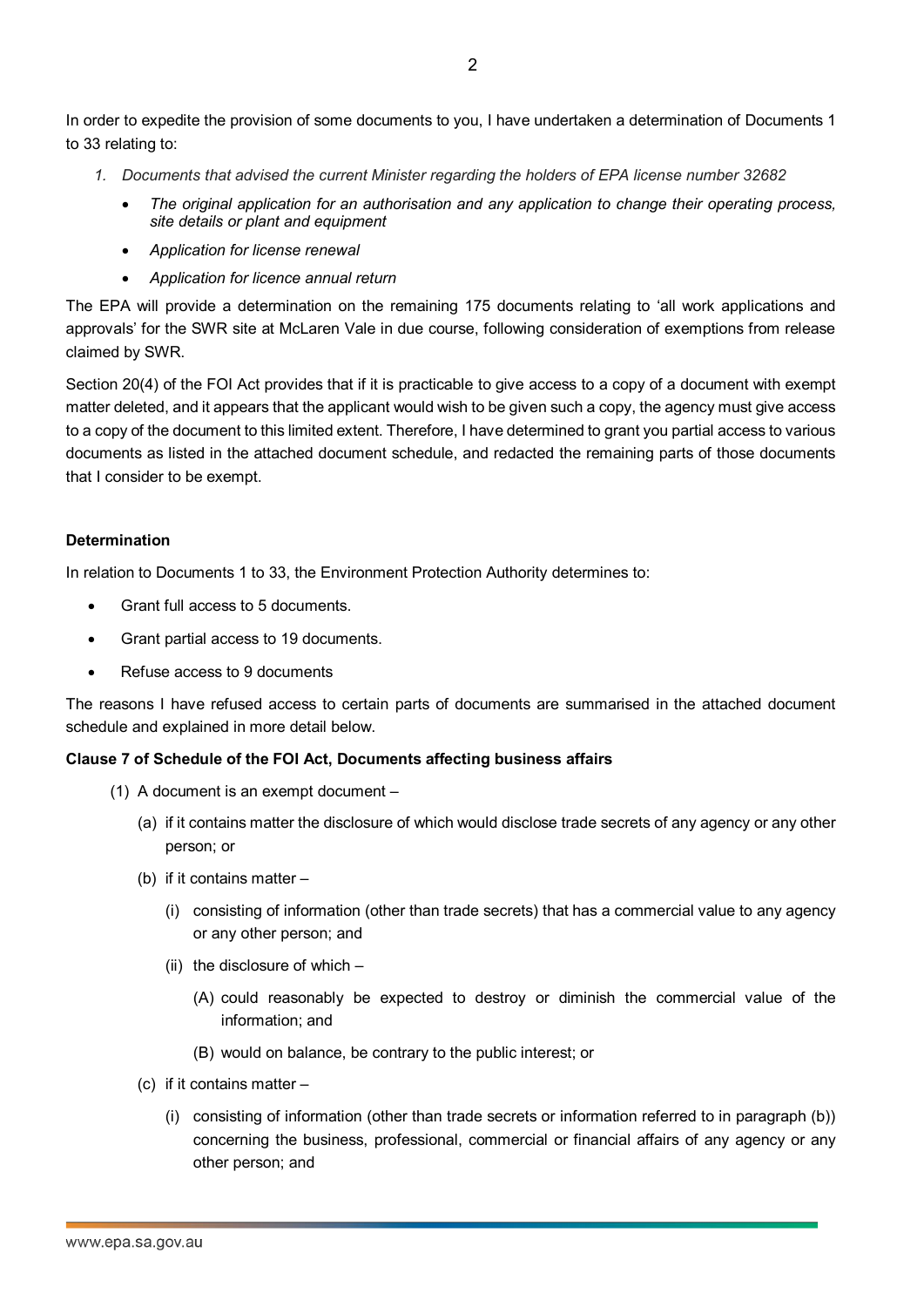In order to expedite the provision of some documents to you, I have undertaken a determination of Documents 1 to 33 relating to:

1. *Documents that advised the current Minister regarding the holders of EPA license number 32682*
    - *The original application for an authorisation and any application to change their operating process, site details or plant and equipment*
    - *Application for license renewal*
    - *Application for licence annual return*

The EPA will provide a determination on the remaining 175 documents relating to 'all work applications and approvals' for the SWR site at McLaren Vale in due course, following consideration of exemptions from release claimed by SWR.

Section 20(4) of the FOI Act provides that if it is practicable to give access to a copy of a document with exempt matter deleted, and it appears that the applicant would wish to be given such a copy, the agency must give access to a copy of the document to this limited extent. Therefore, I have determined to grant you partial access to various documents as listed in the attached document schedule, and redacted the remaining parts of those documents that I consider to be exempt.

**Determination**

In relation to Documents 1 to 33, the Environment Protection Authority determines to:

- Grant full access to 5 documents.
- Grant partial access to 19 documents.
- Refuse access to 9 documents

The reasons I have refused access to certain parts of documents are summarised in the attached document schedule and explained in more detail below.

**Clause 7 of Schedule of the FOI Act, Documents affecting business affairs**

(1) A document is an exempt document –

(a) if it contains matter the disclosure of which would disclose trade secrets of any agency or any other person; or

(b) if it contains matter –

(i) consisting of information (other than trade secrets) that has a commercial value to any agency or any other person; and

(ii) the disclosure of which –

(A) could reasonably be expected to destroy or diminish the commercial value of the information; and

(B) would on balance, be contrary to the public interest; or

(c) if it contains matter –

(i) consisting of information (other than trade secrets or information referred to in paragraph (b)) concerning the business, professional, commercial or financial affairs of any agency or any other person; and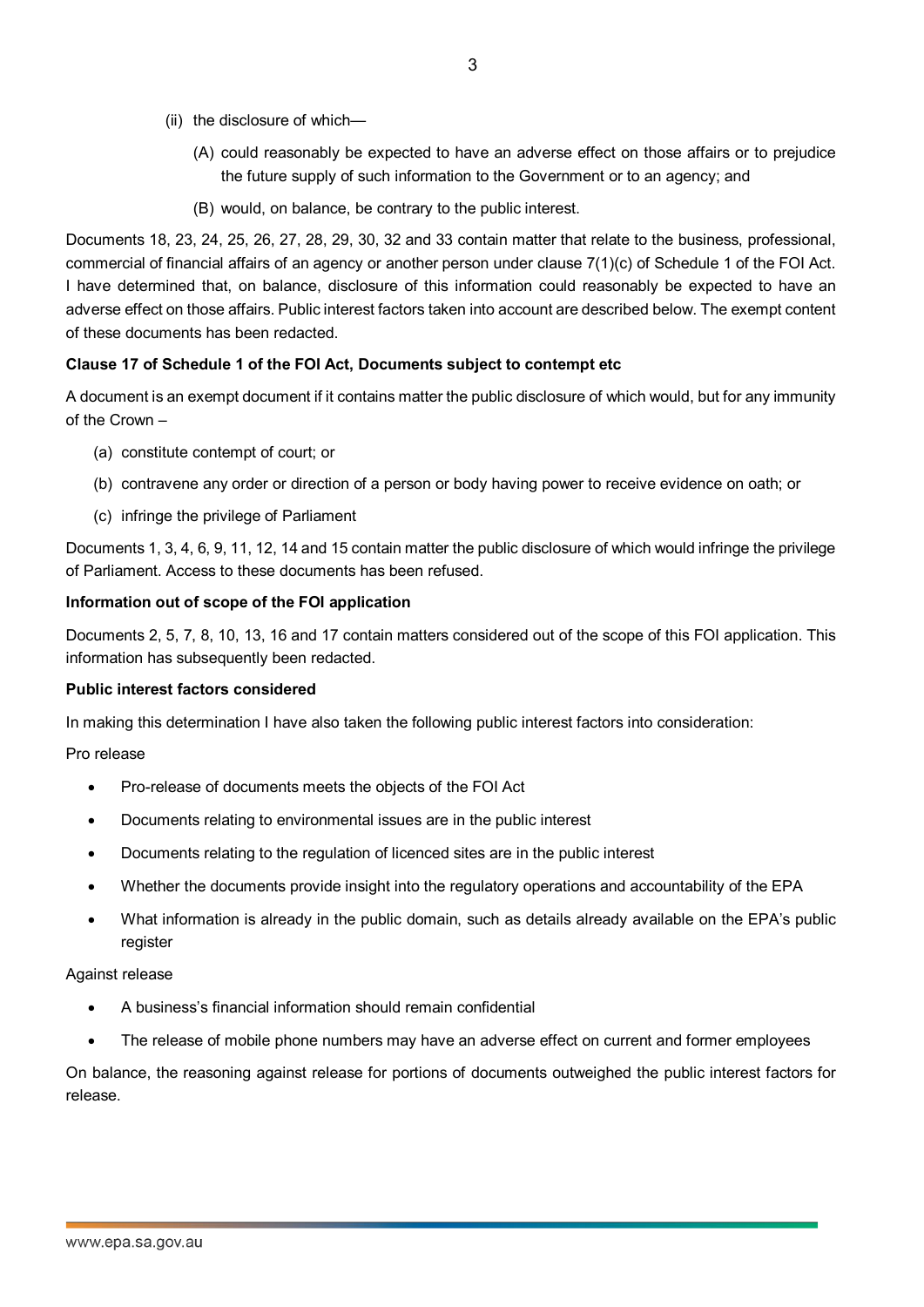(ii) the disclosure of which—

   (A) could reasonably be expected to have an adverse effect on those affairs or to prejudice the future supply of such information to the Government or to an agency; and

   (B) would, on balance, be contrary to the public interest.

Documents 18, 23, 24, 25, 26, 27, 28, 29, 30, 32 and 33 contain matter that relate to the business, professional, commercial of financial affairs of an agency or another person under clause 7(1)(c) of Schedule 1 of the FOI Act. I have determined that, on balance, disclosure of this information could reasonably be expected to have an adverse effect on those affairs. Public interest factors taken into account are described below. The exempt content of these documents has been redacted.

**Clause 17 of Schedule 1 of the FOI Act, Documents subject to contempt etc**

A document is an exempt document if it contains matter the public disclosure of which would, but for any immunity of the Crown –

(a) constitute contempt of court; or

(b) contravene any order or direction of a person or body having power to receive evidence on oath; or

(c) infringe the privilege of Parliament

Documents 1, 3, 4, 6, 9, 11, 12, 14 and 15 contain matter the public disclosure of which would infringe the privilege of Parliament. Access to these documents has been refused.

**Information out of scope of the FOI application**

Documents 2, 5, 7, 8, 10, 13, 16 and 17 contain matters considered out of the scope of this FOI application. This information has subsequently been redacted.

**Public interest factors considered**

In making this determination I have also taken the following public interest factors into consideration:

Pro release

- Pro-release of documents meets the objects of the FOI Act
- Documents relating to environmental issues are in the public interest
- Documents relating to the regulation of licenced sites are in the public interest
- Whether the documents provide insight into the regulatory operations and accountability of the EPA
- What information is already in the public domain, such as details already available on the EPA's public register

Against release

- A business's financial information should remain confidential
- The release of mobile phone numbers may have an adverse effect on current and former employees

On balance, the reasoning against release for portions of documents outweighed the public interest factors for release.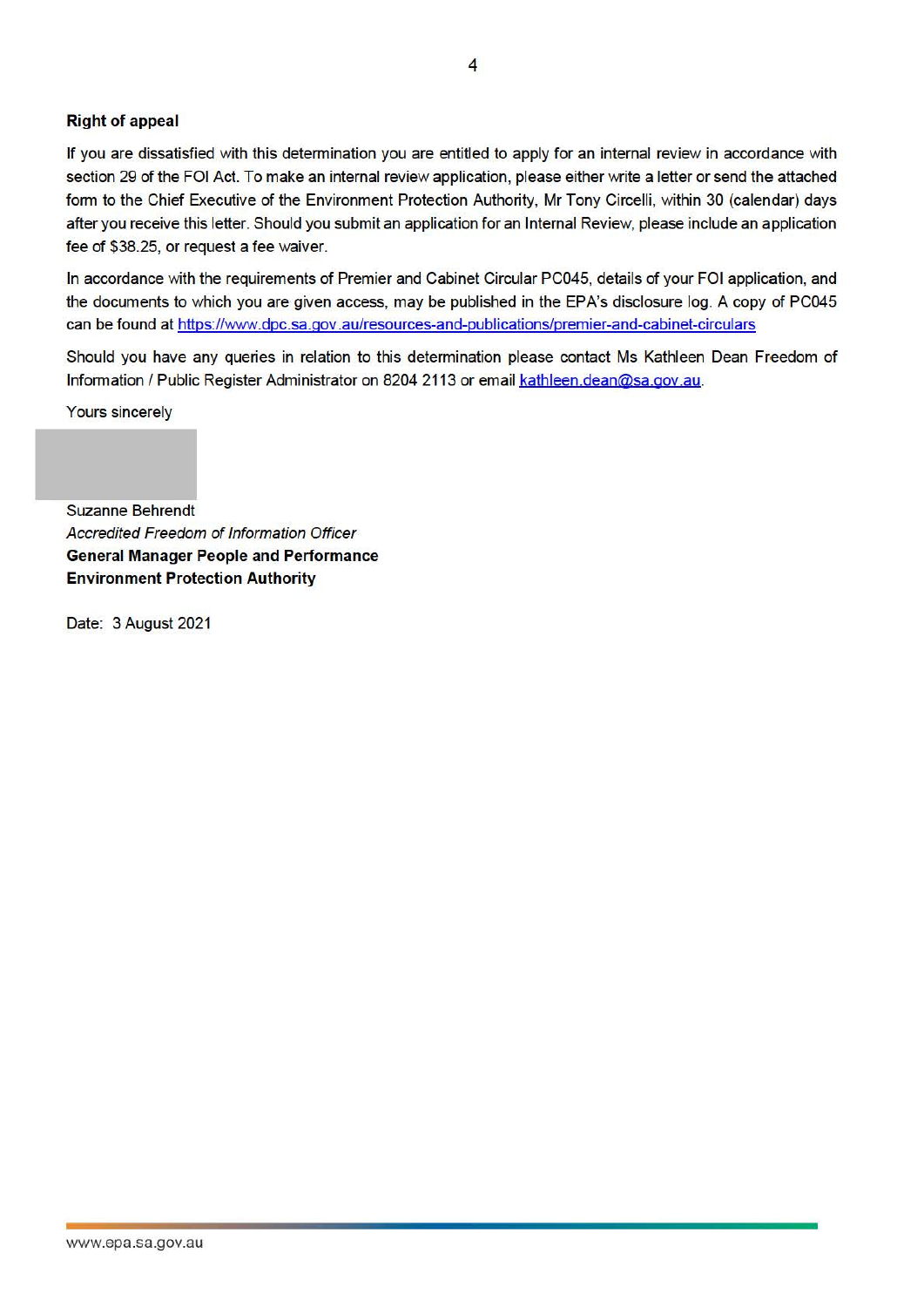**Right of appeal**

If you are dissatisfied with this determination you are entitled to apply for an internal review in accordance with section 29 of the FOI Act. To make an internal review application, please either write a letter or send the attached form to the Chief Executive of the Environment Protection Authority, Mr Tony Circelli, within 30 (calendar) days after you receive this letter. Should you submit an application for an Internal Review, please include an application fee of $38.25, or request a fee waiver.

In accordance with the requirements of Premier and Cabinet Circular PC045, details of your FOI application, and the documents to which you are given access, may be published in the EPA's disclosure log. A copy of PC045 can be found at https://www.dpc.sa.gov.au/resources-and-publications/premier-and-cabinet-circulars

Should you have any queries in relation to this determination please contact Ms Kathleen Dean Freedom of Information / Public Register Administrator on 8204 2113 or email kathleen.dean@sa.gov.au.

Yours sincerely

Suzanne Behrendt
*Accredited Freedom of Information Officer*
**General Manager People and Performance**
**Environment Protection Authority**

Date: 3 August 2021